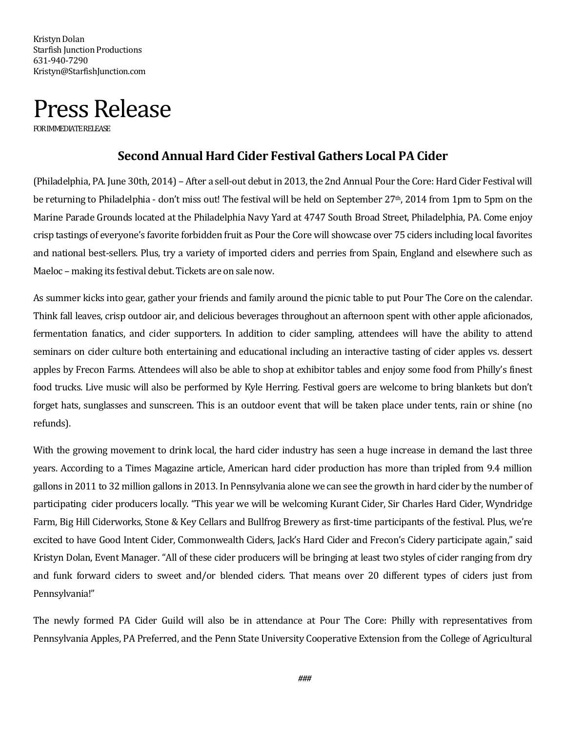Kristyn Dolan
Starfish Junction Productions
631-940-7290
Kristyn@StarfishJunction.com

# Press Release

FOR IMMEDIATE RELEASE

## Second Annual Hard Cider Festival Gathers Local PA Cider

(Philadelphia, PA. June 30th, 2014) – After a sell-out debut in 2013, the 2nd Annual Pour the Core: Hard Cider Festival will be returning to Philadelphia - don't miss out! The festival will be held on September 27th, 2014 from 1pm to 5pm on the Marine Parade Grounds located at the Philadelphia Navy Yard at 4747 South Broad Street, Philadelphia, PA. Come enjoy crisp tastings of everyone's favorite forbidden fruit as Pour the Core will showcase over 75 ciders including local favorites and national best-sellers. Plus, try a variety of imported ciders and perries from Spain, England and elsewhere such as Maeloc – making its festival debut. Tickets are on sale now.

As summer kicks into gear, gather your friends and family around the picnic table to put Pour The Core on the calendar. Think fall leaves, crisp outdoor air, and delicious beverages throughout an afternoon spent with other apple aficionados, fermentation fanatics, and cider supporters. In addition to cider sampling, attendees will have the ability to attend seminars on cider culture both entertaining and educational including an interactive tasting of cider apples vs. dessert apples by Frecon Farms. Attendees will also be able to shop at exhibitor tables and enjoy some food from Philly's finest food trucks. Live music will also be performed by Kyle Herring. Festival goers are welcome to bring blankets but don't forget hats, sunglasses and sunscreen. This is an outdoor event that will be taken place under tents, rain or shine (no refunds).

With the growing movement to drink local, the hard cider industry has seen a huge increase in demand the last three years. According to a Times Magazine article, American hard cider production has more than tripled from 9.4 million gallons in 2011 to 32 million gallons in 2013. In Pennsylvania alone we can see the growth in hard cider by the number of participating cider producers locally. "This year we will be welcoming Kurant Cider, Sir Charles Hard Cider, Wyndridge Farm, Big Hill Ciderworks, Stone & Key Cellars and Bullfrog Brewery as first-time participants of the festival. Plus, we're excited to have Good Intent Cider, Commonwealth Ciders, Jack's Hard Cider and Frecon's Cidery participate again," said Kristyn Dolan, Event Manager. "All of these cider producers will be bringing at least two styles of cider ranging from dry and funk forward ciders to sweet and/or blended ciders. That means over 20 different types of ciders just from Pennsylvania!"

The newly formed PA Cider Guild will also be in attendance at Pour The Core: Philly with representatives from Pennsylvania Apples, PA Preferred, and the Penn State University Cooperative Extension from the College of Agricultural

###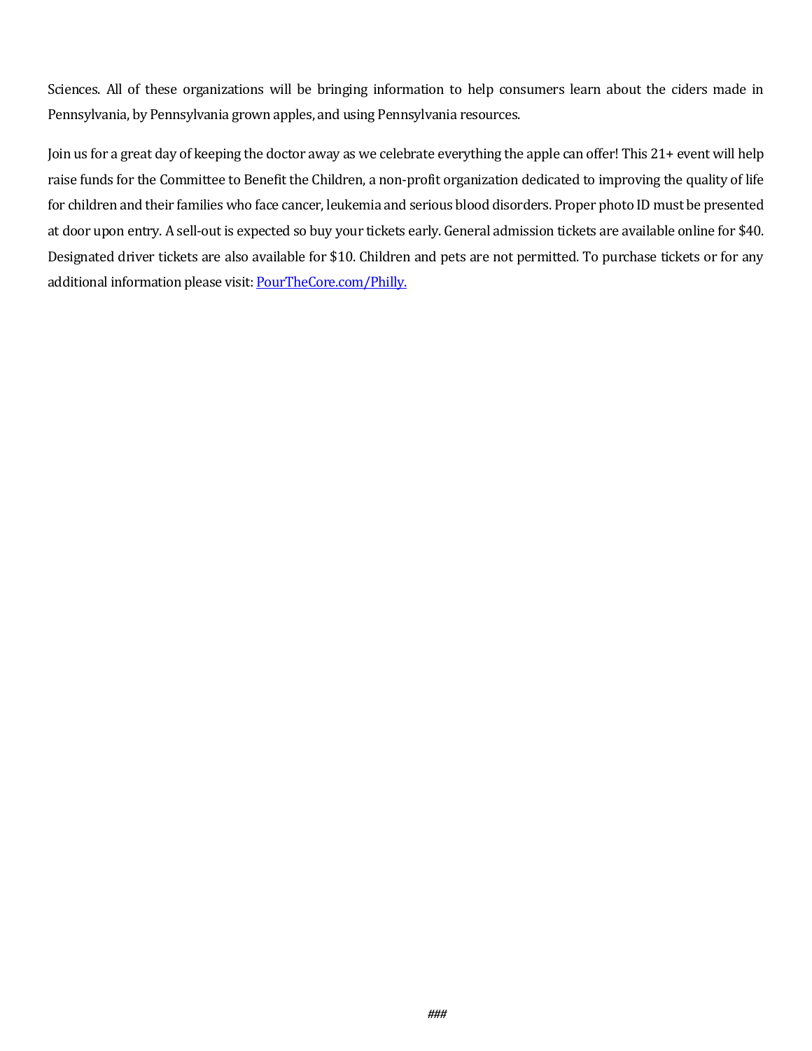Sciences. All of these organizations will be bringing information to help consumers learn about the ciders made in Pennsylvania, by Pennsylvania grown apples, and using Pennsylvania resources.

Join us for a great day of keeping the doctor away as we celebrate everything the apple can offer! This 21+ event will help raise funds for the Committee to Benefit the Children, a non-profit organization dedicated to improving the quality of life for children and their families who face cancer, leukemia and serious blood disorders. Proper photo ID must be presented at door upon entry. A sell-out is expected so buy your tickets early. General admission tickets are available online for $40. Designated driver tickets are also available for $10. Children and pets are not permitted. To purchase tickets or for any additional information please visit: [PourTheCore.com/Philly.](PourTheCore.com/Philly)

*###*